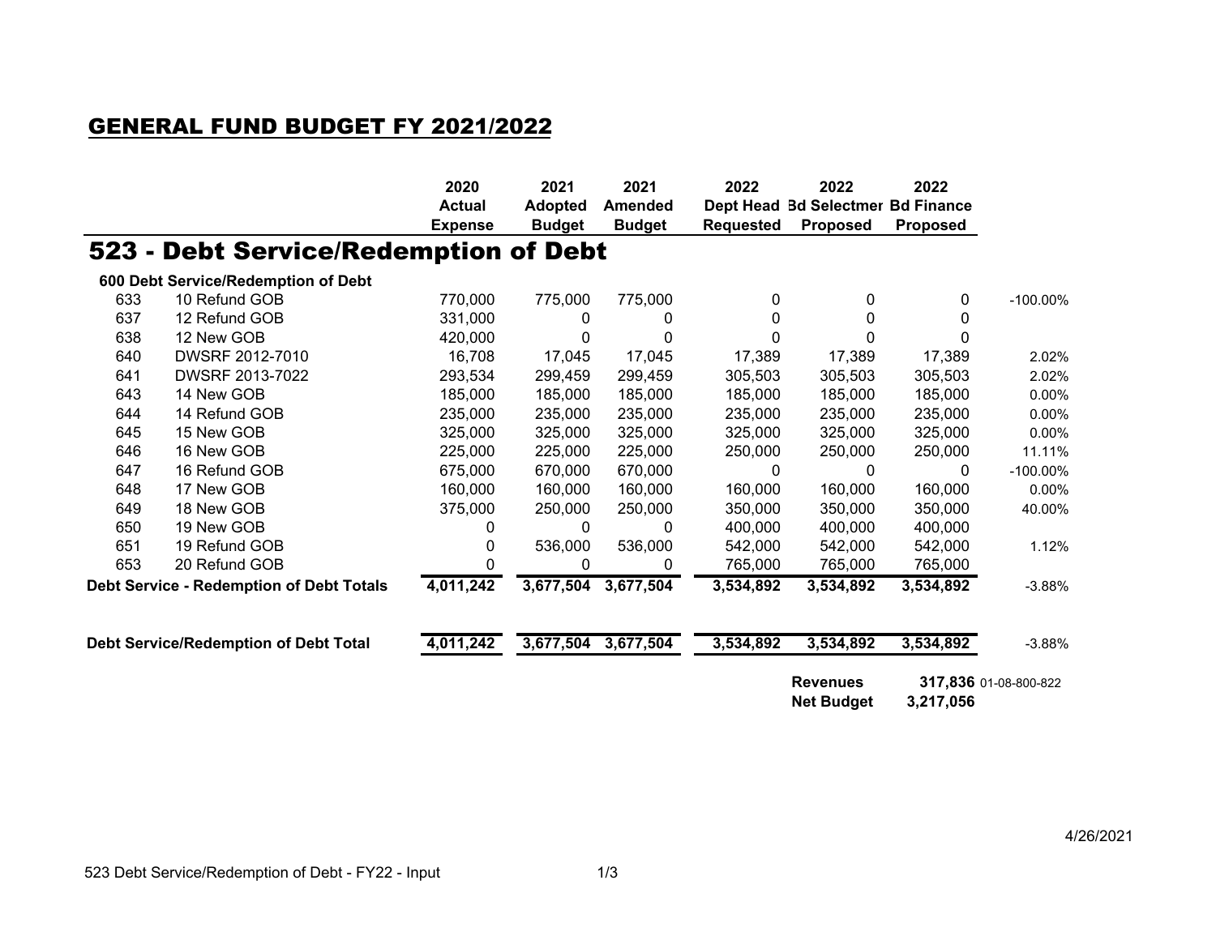# GENERAL FUND BUDGET FY 2021/2022

## 523 - Debt Service/Redemption of Debt

| | | 2020 Actual Expense | 2021 Adopted Budget | 2021 Amended Budget | 2022 Dept Head Requested | 2022 Bd Selectmen Proposed | 2022 Bd Finance Proposed | |
|---|---|---|---|---|---|---|---|---|
| **600 Debt Service/Redemption of Debt** | | | | | | | | |
| 633 | 10 Refund GOB | 770,000 | 775,000 | 775,000 | 0 | 0 | 0 | -100.00% |
| 637 | 12 Refund GOB | 331,000 | 0 | 0 | 0 | 0 | 0 | |
| 638 | 12 New GOB | 420,000 | 0 | 0 | 0 | 0 | 0 | |
| 640 | DWSRF 2012-7010 | 16,708 | 17,045 | 17,045 | 17,389 | 17,389 | 17,389 | 2.02% |
| 641 | DWSRF 2013-7022 | 293,534 | 299,459 | 299,459 | 305,503 | 305,503 | 305,503 | 2.02% |
| 643 | 14 New GOB | 185,000 | 185,000 | 185,000 | 185,000 | 185,000 | 185,000 | 0.00% |
| 644 | 14 Refund GOB | 235,000 | 235,000 | 235,000 | 235,000 | 235,000 | 235,000 | 0.00% |
| 645 | 15 New GOB | 325,000 | 325,000 | 325,000 | 325,000 | 325,000 | 325,000 | 0.00% |
| 646 | 16 New GOB | 225,000 | 225,000 | 225,000 | 250,000 | 250,000 | 250,000 | 11.11% |
| 647 | 16 Refund GOB | 675,000 | 670,000 | 670,000 | 0 | 0 | 0 | -100.00% |
| 648 | 17 New GOB | 160,000 | 160,000 | 160,000 | 160,000 | 160,000 | 160,000 | 0.00% |
| 649 | 18 New GOB | 375,000 | 250,000 | 250,000 | 350,000 | 350,000 | 350,000 | 40.00% |
| 650 | 19 New GOB | 0 | 0 | 0 | 400,000 | 400,000 | 400,000 | |
| 651 | 19 Refund GOB | 0 | 536,000 | 536,000 | 542,000 | 542,000 | 542,000 | 1.12% |
| 653 | 20 Refund GOB | 0 | 0 | 0 | 765,000 | 765,000 | 765,000 | |
| **Debt Service - Redemption of Debt Totals** | | **4,011,242** | **3,677,504** | **3,677,504** | **3,534,892** | **3,534,892** | **3,534,892** | -3.88% |
| **Debt Service/Redemption of Debt Total** | | **4,011,242** | **3,677,504** | **3,677,504** | **3,534,892** | **3,534,892** | **3,534,892** | -3.88% |
| | | | | | | **Revenues** | **317,836** | 01-08-800-822 |
| | | | | | | **Net Budget** | **3,217,056** | |

4/26/2021

523 Debt Service/Redemption of Debt - FY22 - Input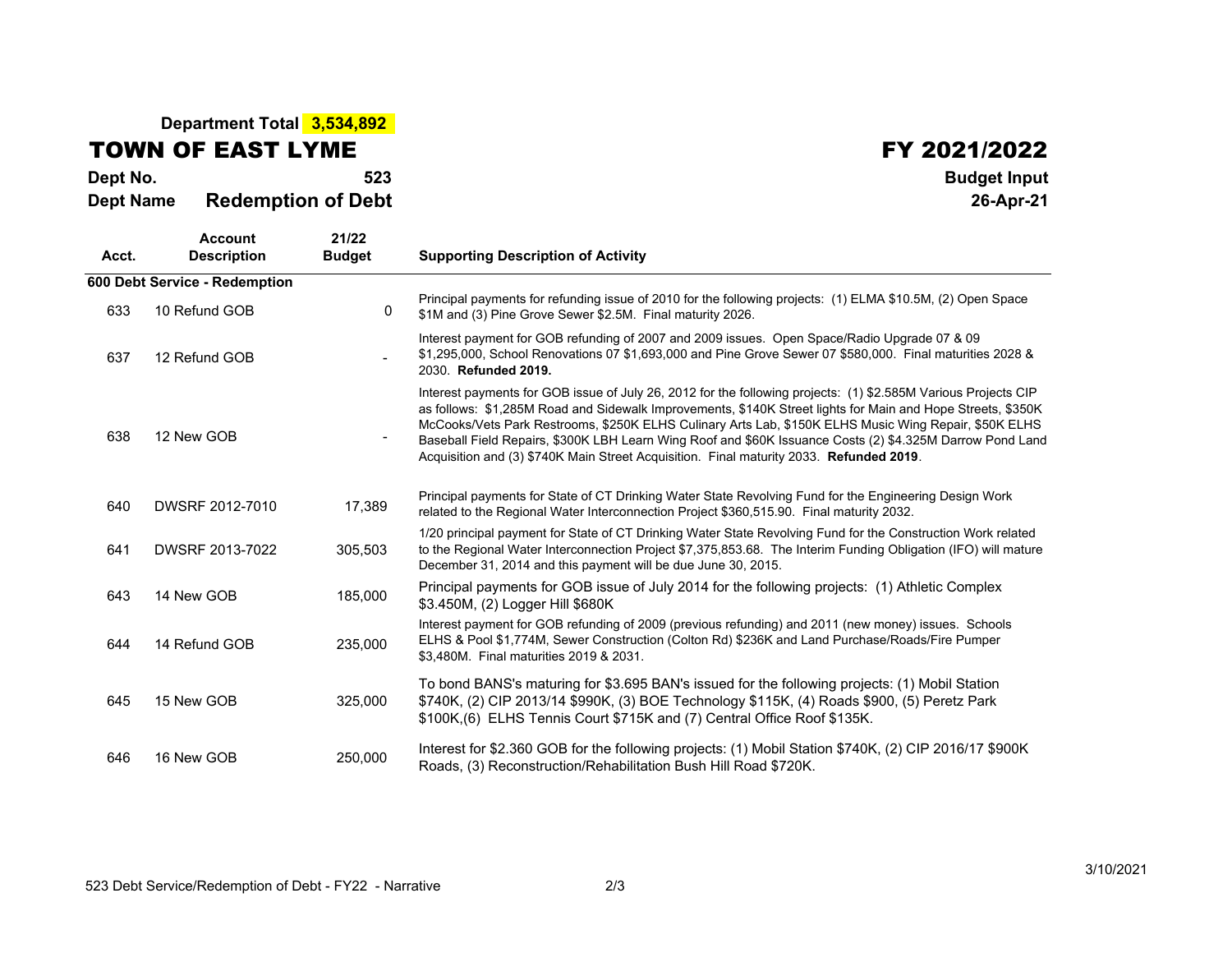**Department Total 3,534,892**

# TOWN OF EAST LYME

# FY 2021/2022

**Dept No.** **523**

**Budget Input**

**Dept Name** **Redemption of Debt**

**26-Apr-21**

| Acct. | Account Description | 21/22 Budget | Supporting Description of Activity |
|---|---|---|---|
| **600 Debt Service - Redemption** | | | |
| 633 | 10 Refund GOB | 0 | Principal payments for refunding issue of 2010 for the following projects: (1) ELMA $10.5M, (2) Open Space $1M and (3) Pine Grove Sewer $2.5M. Final maturity 2026. |
| 637 | 12 Refund GOB | - | Interest payment for GOB refunding of 2007 and 2009 issues. Open Space/Radio Upgrade 07 & 09 $1,295,000, School Renovations 07 $1,693,000 and Pine Grove Sewer 07 $580,000. Final maturities 2028 & 2030. **Refunded 2019.** |
| 638 | 12 New GOB | - | Interest payments for GOB issue of July 26, 2012 for the following projects: (1) $2.585M Various Projects CIP as follows: $1,285M Road and Sidewalk Improvements, $140K Street lights for Main and Hope Streets, $350K McCooks/Vets Park Restrooms, $250K ELHS Culinary Arts Lab, $150K ELHS Music Wing Repair, $50K ELHS Baseball Field Repairs, $300K LBH Learn Wing Roof and $60K Issuance Costs (2) $4.325M Darrow Pond Land Acquisition and (3) $740K Main Street Acquisition. Final maturity 2033. **Refunded 2019**. |
| 640 | DWSRF 2012-7010 | 17,389 | Principal payments for State of CT Drinking Water State Revolving Fund for the Engineering Design Work related to the Regional Water Interconnection Project $360,515.90. Final maturity 2032. |
| 641 | DWSRF 2013-7022 | 305,503 | 1/20 principal payment for State of CT Drinking Water State Revolving Fund for the Construction Work related to the Regional Water Interconnection Project $7,375,853.68. The Interim Funding Obligation (IFO) will mature December 31, 2014 and this payment will be due June 30, 2015. |
| 643 | 14 New GOB | 185,000 | Principal payments for GOB issue of July 2014 for the following projects: (1) Athletic Complex $3.450M, (2) Logger Hill $680K |
| 644 | 14 Refund GOB | 235,000 | Interest payment for GOB refunding of 2009 (previous refunding) and 2011 (new money) issues. Schools ELHS & Pool $1,774M, Sewer Construction (Colton Rd) $236K and Land Purchase/Roads/Fire Pumper $3,480M. Final maturities 2019 & 2031. |
| 645 | 15 New GOB | 325,000 | To bond BANS's maturing for $3.695 BAN's issued for the following projects: (1) Mobil Station $740K, (2) CIP 2013/14 $990K, (3) BOE Technology $115K, (4) Roads $900, (5) Peretz Park $100K,(6) ELHS Tennis Court $715K and (7) Central Office Roof $135K. |
| 646 | 16 New GOB | 250,000 | Interest for $2.360 GOB for the following projects: (1) Mobil Station $740K, (2) CIP 2016/17 $900K Roads, (3) Reconstruction/Rehabilitation Bush Hill Road $720K. |

523 Debt Service/Redemption of Debt - FY22 - Narrative

3/10/2021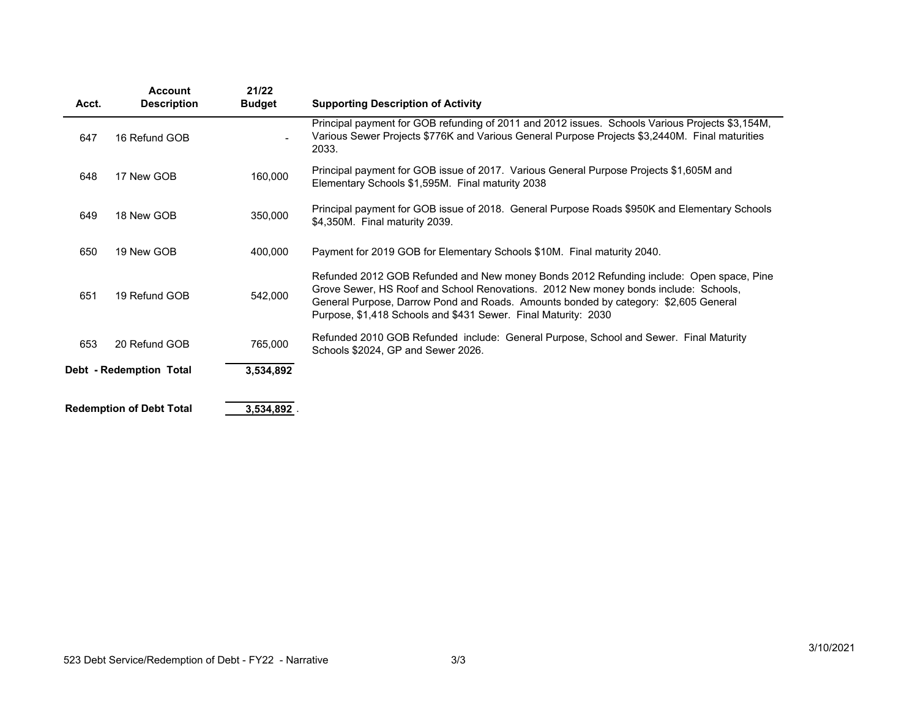| Acct. | Account Description | 21/22 Budget | Supporting Description of Activity |
| --- | --- | --- | --- |
| 647 | 16 Refund GOB | - | Principal payment for GOB refunding of 2011 and 2012 issues. Schools Various Projects $3,154M, Various Sewer Projects $776K and Various General Purpose Projects $3,2440M. Final maturities 2033. |
| 648 | 17 New GOB | 160,000 | Principal payment for GOB issue of 2017. Various General Purpose Projects $1,605M and Elementary Schools $1,595M. Final maturity 2038 |
| 649 | 18 New GOB | 350,000 | Principal payment for GOB issue of 2018. General Purpose Roads $950K and Elementary Schools $4,350M. Final maturity 2039. |
| 650 | 19 New GOB | 400,000 | Payment for 2019 GOB for Elementary Schools $10M. Final maturity 2040. |
| 651 | 19 Refund GOB | 542,000 | Refunded 2012 GOB Refunded and New money Bonds 2012 Refunding include: Open space, Pine Grove Sewer, HS Roof and School Renovations. 2012 New money bonds include: Schools, General Purpose, Darrow Pond and Roads. Amounts bonded by category: $2,605 General Purpose, $1,418 Schools and $431 Sewer. Final Maturity: 2030 |
| 653 | 20 Refund GOB | 765,000 | Refunded 2010 GOB Refunded include: General Purpose, School and Sewer. Final Maturity Schools $2024, GP and Sewer 2026. |
| **Debt - Redemption Total** | | **3,534,892** | |
| **Redemption of Debt Total** | | **3,534,892** | |

3/10/2021

523 Debt Service/Redemption of Debt - FY22 - Narrative